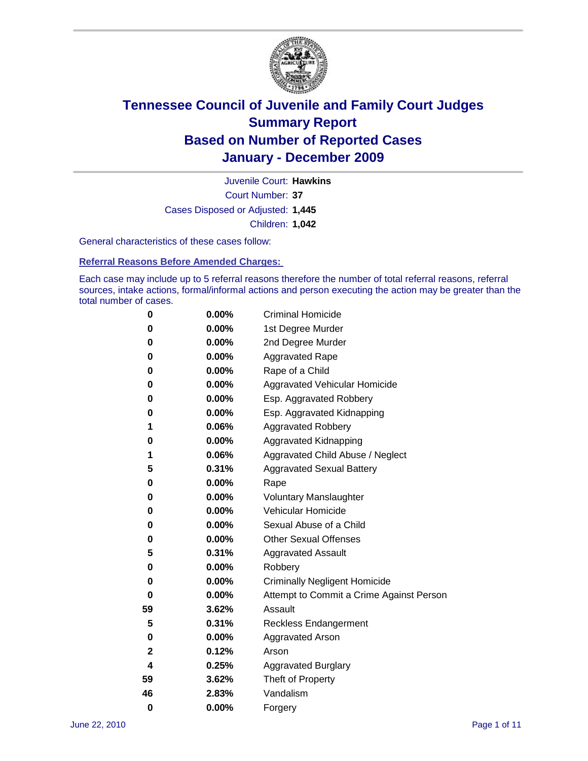# Tennessee Council of Juvenile and Family Court Judges
## Summary Report
## Based on Number of Reported Cases
## January - December 2009

Juvenile Court: **Hawkins**

Court Number: **37**

Cases Disposed or Adjusted: **1,445**

Children: **1,042**

General characteristics of these cases follow:

### Referral Reasons Before Amended Charges:

Each case may include up to 5 referral reasons therefore the number of total referral reasons, referral sources, intake actions, formal/informal actions and person executing the action may be greater than the total number of cases.

| | | |
|---|---|---|
| 0 | 0.00% | Criminal Homicide |
| 0 | 0.00% | 1st Degree Murder |
| 0 | 0.00% | 2nd Degree Murder |
| 0 | 0.00% | Aggravated Rape |
| 0 | 0.00% | Rape of a Child |
| 0 | 0.00% | Aggravated Vehicular Homicide |
| 0 | 0.00% | Esp. Aggravated Robbery |
| 0 | 0.00% | Esp. Aggravated Kidnapping |
| 1 | 0.06% | Aggravated Robbery |
| 0 | 0.00% | Aggravated Kidnapping |
| 1 | 0.06% | Aggravated Child Abuse / Neglect |
| 5 | 0.31% | Aggravated Sexual Battery |
| 0 | 0.00% | Rape |
| 0 | 0.00% | Voluntary Manslaughter |
| 0 | 0.00% | Vehicular Homicide |
| 0 | 0.00% | Sexual Abuse of a Child |
| 0 | 0.00% | Other Sexual Offenses |
| 5 | 0.31% | Aggravated Assault |
| 0 | 0.00% | Robbery |
| 0 | 0.00% | Criminally Negligent Homicide |
| 0 | 0.00% | Attempt to Commit a Crime Against Person |
| 59 | 3.62% | Assault |
| 5 | 0.31% | Reckless Endangerment |
| 0 | 0.00% | Aggravated Arson |
| 2 | 0.12% | Arson |
| 4 | 0.25% | Aggravated Burglary |
| 59 | 3.62% | Theft of Property |
| 46 | 2.83% | Vandalism |
| 0 | 0.00% | Forgery |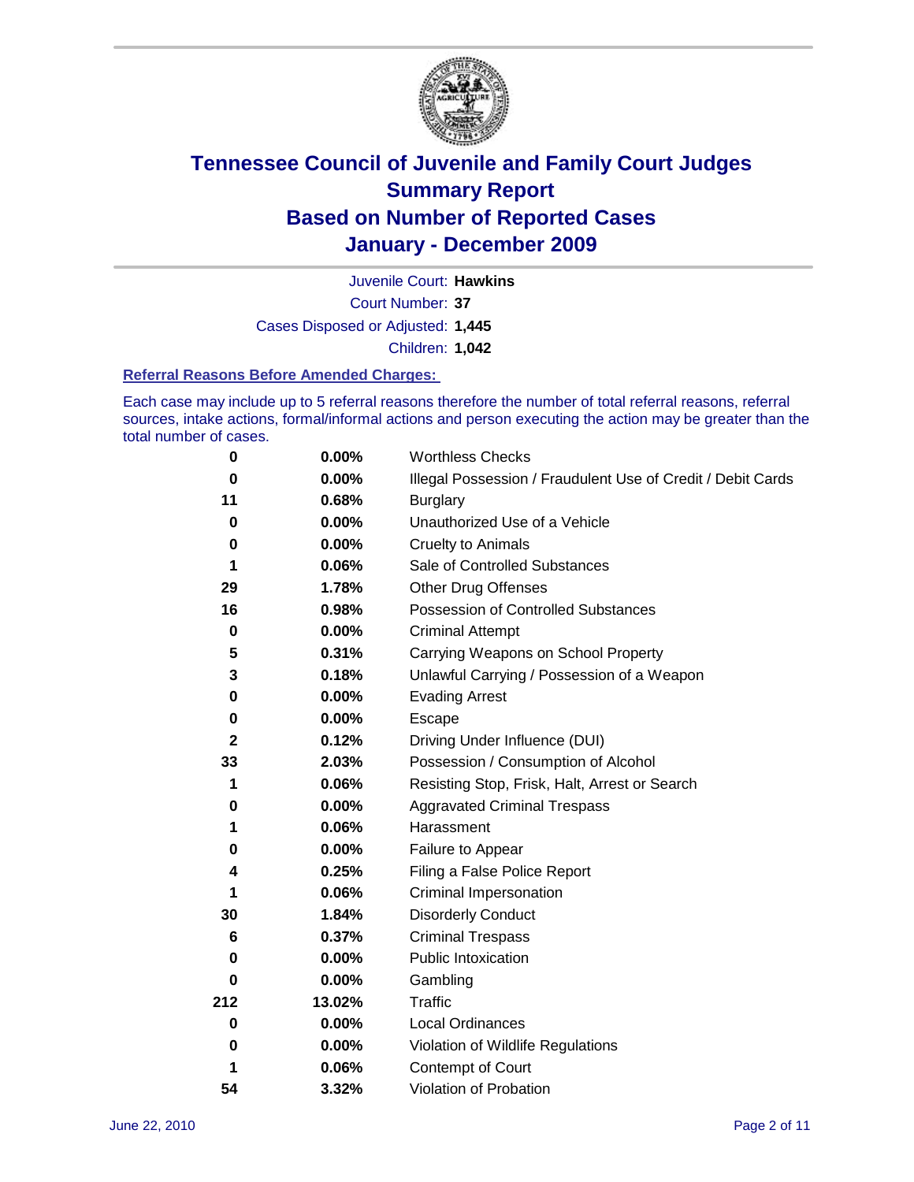# Tennessee Council of Juvenile and Family Court Judges
# Summary Report
# Based on Number of Reported Cases
# January - December 2009

Juvenile Court: **Hawkins**

Court Number: **37**

Cases Disposed or Adjusted: **1,445**

Children: **1,042**

### Referral Reasons Before Amended Charges:

Each case may include up to 5 referral reasons therefore the number of total referral reasons, referral sources, intake actions, formal/informal actions and person executing the action may be greater than the total number of cases.

| Count | Percent | Referral Reason |
|---|---|---|
| 0 | 0.00% | Worthless Checks |
| 0 | 0.00% | Illegal Possession / Fraudulent Use of Credit / Debit Cards |
| 11 | 0.68% | Burglary |
| 0 | 0.00% | Unauthorized Use of a Vehicle |
| 0 | 0.00% | Cruelty to Animals |
| 1 | 0.06% | Sale of Controlled Substances |
| 29 | 1.78% | Other Drug Offenses |
| 16 | 0.98% | Possession of Controlled Substances |
| 0 | 0.00% | Criminal Attempt |
| 5 | 0.31% | Carrying Weapons on School Property |
| 3 | 0.18% | Unlawful Carrying / Possession of a Weapon |
| 0 | 0.00% | Evading Arrest |
| 0 | 0.00% | Escape |
| 2 | 0.12% | Driving Under Influence (DUI) |
| 33 | 2.03% | Possession / Consumption of Alcohol |
| 1 | 0.06% | Resisting Stop, Frisk, Halt, Arrest or Search |
| 0 | 0.00% | Aggravated Criminal Trespass |
| 1 | 0.06% | Harassment |
| 0 | 0.00% | Failure to Appear |
| 4 | 0.25% | Filing a False Police Report |
| 1 | 0.06% | Criminal Impersonation |
| 30 | 1.84% | Disorderly Conduct |
| 6 | 0.37% | Criminal Trespass |
| 0 | 0.00% | Public Intoxication |
| 0 | 0.00% | Gambling |
| 212 | 13.02% | Traffic |
| 0 | 0.00% | Local Ordinances |
| 0 | 0.00% | Violation of Wildlife Regulations |
| 1 | 0.06% | Contempt of Court |
| 54 | 3.32% | Violation of Probation |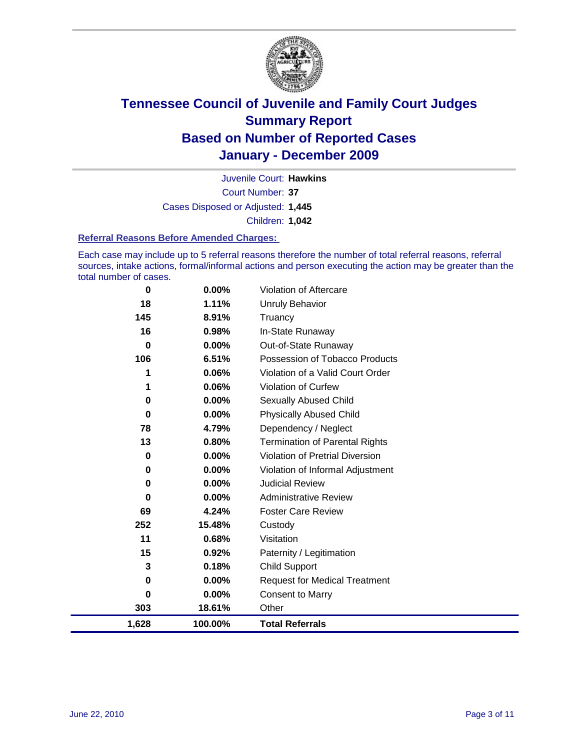# Tennessee Council of Juvenile and Family Court Judges
## Summary Report
## Based on Number of Reported Cases
## January - December 2009

Juvenile Court: **Hawkins**

Court Number: **37**

Cases Disposed or Adjusted: **1,445**

Children: **1,042**

### Referral Reasons Before Amended Charges:

Each case may include up to 5 referral reasons therefore the number of total referral reasons, referral sources, intake actions, formal/informal actions and person executing the action may be greater than the total number of cases.

| Count | Percent | Referral Reason |
|---|---|---|
| 0 | 0.00% | Violation of Aftercare |
| 18 | 1.11% | Unruly Behavior |
| 145 | 8.91% | Truancy |
| 16 | 0.98% | In-State Runaway |
| 0 | 0.00% | Out-of-State Runaway |
| 106 | 6.51% | Possession of Tobacco Products |
| 1 | 0.06% | Violation of a Valid Court Order |
| 1 | 0.06% | Violation of Curfew |
| 0 | 0.00% | Sexually Abused Child |
| 0 | 0.00% | Physically Abused Child |
| 78 | 4.79% | Dependency / Neglect |
| 13 | 0.80% | Termination of Parental Rights |
| 0 | 0.00% | Violation of Pretrial Diversion |
| 0 | 0.00% | Violation of Informal Adjustment |
| 0 | 0.00% | Judicial Review |
| 0 | 0.00% | Administrative Review |
| 69 | 4.24% | Foster Care Review |
| 252 | 15.48% | Custody |
| 11 | 0.68% | Visitation |
| 15 | 0.92% | Paternity / Legitimation |
| 3 | 0.18% | Child Support |
| 0 | 0.00% | Request for Medical Treatment |
| 0 | 0.00% | Consent to Marry |
| 303 | 18.61% | Other |
| **1,628** | **100.00%** | **Total Referrals** |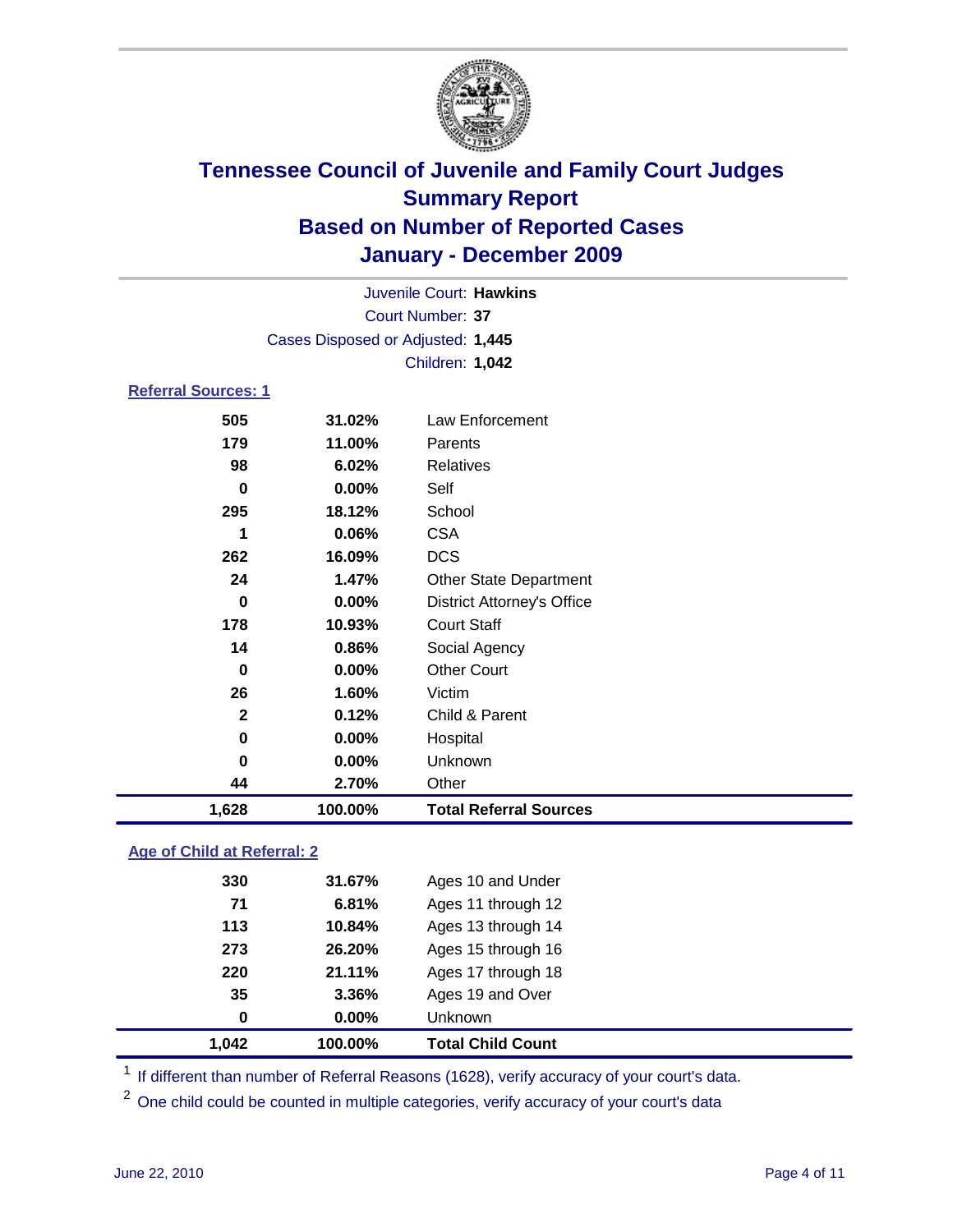# Tennessee Council of Juvenile and Family Court Judges
## Summary Report
## Based on Number of Reported Cases
## January - December 2009

Juvenile Court: **Hawkins**

Court Number: **37**

Cases Disposed or Adjusted: **1,445**

Children: **1,042**

### Referral Sources: 1

| Count | Percent | Source |
|---|---|---|
| 505 | 31.02% | Law Enforcement |
| 179 | 11.00% | Parents |
| 98 | 6.02% | Relatives |
| 0 | 0.00% | Self |
| 295 | 18.12% | School |
| 1 | 0.06% | CSA |
| 262 | 16.09% | DCS |
| 24 | 1.47% | Other State Department |
| 0 | 0.00% | District Attorney's Office |
| 178 | 10.93% | Court Staff |
| 14 | 0.86% | Social Agency |
| 0 | 0.00% | Other Court |
| 26 | 1.60% | Victim |
| 2 | 0.12% | Child & Parent |
| 0 | 0.00% | Hospital |
| 0 | 0.00% | Unknown |
| 44 | 2.70% | Other |
| **1,628** | **100.00%** | **Total Referral Sources** |

### Age of Child at Referral: 2

| Count | Percent | Age |
|---|---|---|
| 330 | 31.67% | Ages 10 and Under |
| 71 | 6.81% | Ages 11 through 12 |
| 113 | 10.84% | Ages 13 through 14 |
| 273 | 26.20% | Ages 15 through 16 |
| 220 | 21.11% | Ages 17 through 18 |
| 35 | 3.36% | Ages 19 and Over |
| 0 | 0.00% | Unknown |
| **1,042** | **100.00%** | **Total Child Count** |

[1] If different than number of Referral Reasons (1628), verify accuracy of your court's data.

[2] One child could be counted in multiple categories, verify accuracy of your court's data

June 22, 2010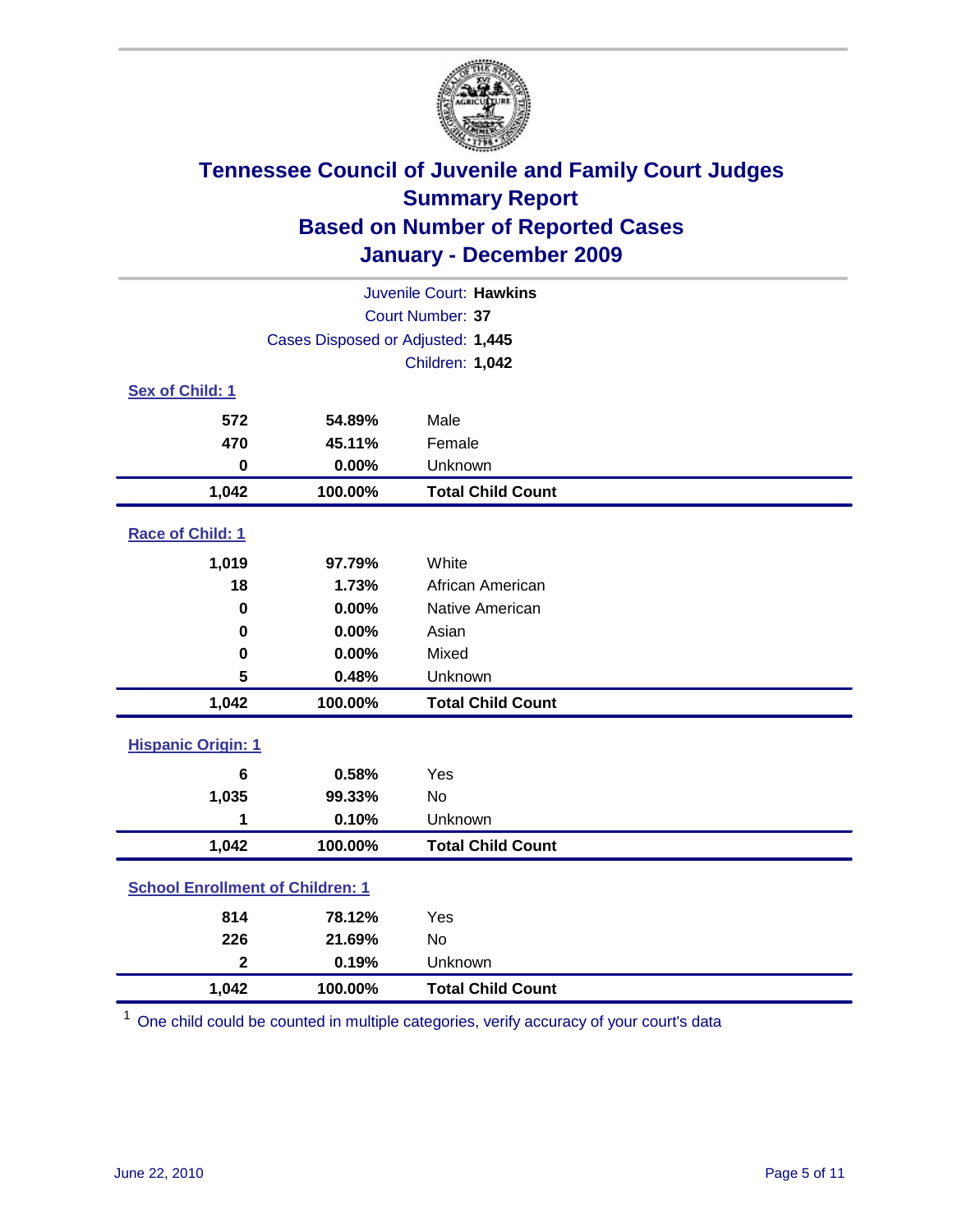# Tennessee Council of Juvenile and Family Court Judges
## Summary Report
## Based on Number of Reported Cases
## January - December 2009

Juvenile Court: **Hawkins**

Court Number: **37**

Cases Disposed or Adjusted: **1,445**

Children: **1,042**

### Sex of Child: 1

| Count | Percent | Category |
|---|---|---|
| 572 | 54.89% | Male |
| 470 | 45.11% | Female |
| 0 | 0.00% | Unknown |
| **1,042** | **100.00%** | **Total Child Count** |

### Race of Child: 1

| Count | Percent | Category |
|---|---|---|
| 1,019 | 97.79% | White |
| 18 | 1.73% | African American |
| 0 | 0.00% | Native American |
| 0 | 0.00% | Asian |
| 0 | 0.00% | Mixed |
| 5 | 0.48% | Unknown |
| **1,042** | **100.00%** | **Total Child Count** |

### Hispanic Origin: 1

| Count | Percent | Category |
|---|---|---|
| 6 | 0.58% | Yes |
| 1,035 | 99.33% | No |
| 1 | 0.10% | Unknown |
| **1,042** | **100.00%** | **Total Child Count** |

### School Enrollment of Children: 1

| Count | Percent | Category |
|---|---|---|
| 814 | 78.12% | Yes |
| 226 | 21.69% | No |
| 2 | 0.19% | Unknown |
| **1,042** | **100.00%** | **Total Child Count** |

[1] One child could be counted in multiple categories, verify accuracy of your court's data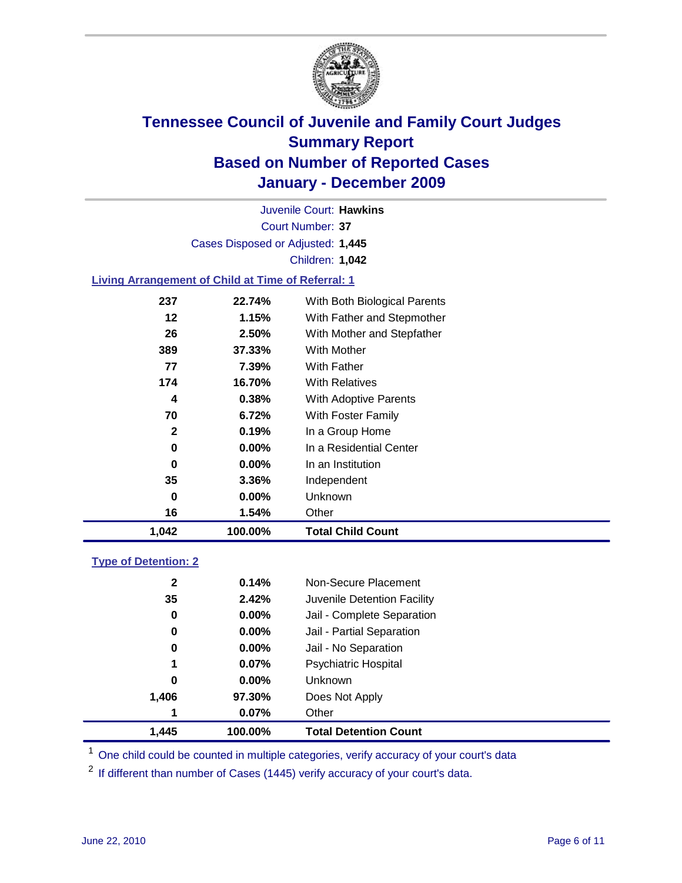# Tennessee Council of Juvenile and Family Court Judges
## Summary Report
## Based on Number of Reported Cases
## January - December 2009

Juvenile Court: **Hawkins**
Court Number: **37**
Cases Disposed or Adjusted: **1,445**
Children: **1,042**

### Living Arrangement of Child at Time of Referral: 1

| Count | Percent | Category |
|---|---|---|
| 237 | 22.74% | With Both Biological Parents |
| 12 | 1.15% | With Father and Stepmother |
| 26 | 2.50% | With Mother and Stepfather |
| 389 | 37.33% | With Mother |
| 77 | 7.39% | With Father |
| 174 | 16.70% | With Relatives |
| 4 | 0.38% | With Adoptive Parents |
| 70 | 6.72% | With Foster Family |
| 2 | 0.19% | In a Group Home |
| 0 | 0.00% | In a Residential Center |
| 0 | 0.00% | In an Institution |
| 35 | 3.36% | Independent |
| 0 | 0.00% | Unknown |
| 16 | 1.54% | Other |
| **1,042** | **100.00%** | **Total Child Count** |

### Type of Detention: 2

| Count | Percent | Category |
|---|---|---|
| 2 | 0.14% | Non-Secure Placement |
| 35 | 2.42% | Juvenile Detention Facility |
| 0 | 0.00% | Jail - Complete Separation |
| 0 | 0.00% | Jail - Partial Separation |
| 0 | 0.00% | Jail - No Separation |
| 1 | 0.07% | Psychiatric Hospital |
| 0 | 0.00% | Unknown |
| 1,406 | 97.30% | Does Not Apply |
| 1 | 0.07% | Other |
| **1,445** | **100.00%** | **Total Detention Count** |

[1] One child could be counted in multiple categories, verify accuracy of your court's data

[2] If different than number of Cases (1445) verify accuracy of your court's data.

June 22, 2010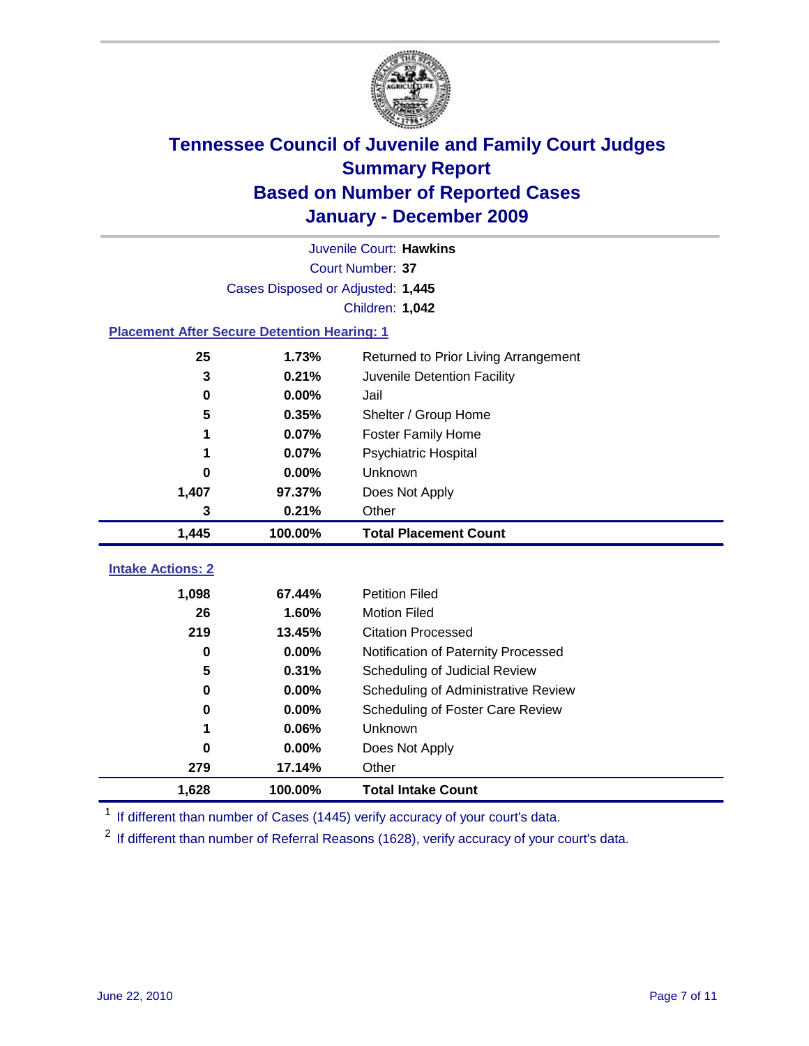# Tennessee Council of Juvenile and Family Court Judges
## Summary Report
## Based on Number of Reported Cases
## January - December 2009

Juvenile Court: **Hawkins**

Court Number: **37**

Cases Disposed or Adjusted: **1,445**

Children: **1,042**

### Placement After Secure Detention Hearing: 1

| Count | Percent | Placement |
|---|---|---|
| 25 | 1.73% | Returned to Prior Living Arrangement |
| 3 | 0.21% | Juvenile Detention Facility |
| 0 | 0.00% | Jail |
| 5 | 0.35% | Shelter / Group Home |
| 1 | 0.07% | Foster Family Home |
| 1 | 0.07% | Psychiatric Hospital |
| 0 | 0.00% | Unknown |
| 1,407 | 97.37% | Does Not Apply |
| 3 | 0.21% | Other |
| **1,445** | **100.00%** | **Total Placement Count** |

### Intake Actions: 2

| Count | Percent | Intake Action |
|---|---|---|
| 1,098 | 67.44% | Petition Filed |
| 26 | 1.60% | Motion Filed |
| 219 | 13.45% | Citation Processed |
| 0 | 0.00% | Notification of Paternity Processed |
| 5 | 0.31% | Scheduling of Judicial Review |
| 0 | 0.00% | Scheduling of Administrative Review |
| 0 | 0.00% | Scheduling of Foster Care Review |
| 1 | 0.06% | Unknown |
| 0 | 0.00% | Does Not Apply |
| 279 | 17.14% | Other |
| **1,628** | **100.00%** | **Total Intake Count** |

[1] If different than number of Cases (1445) verify accuracy of your court's data.

[2] If different than number of Referral Reasons (1628), verify accuracy of your court's data.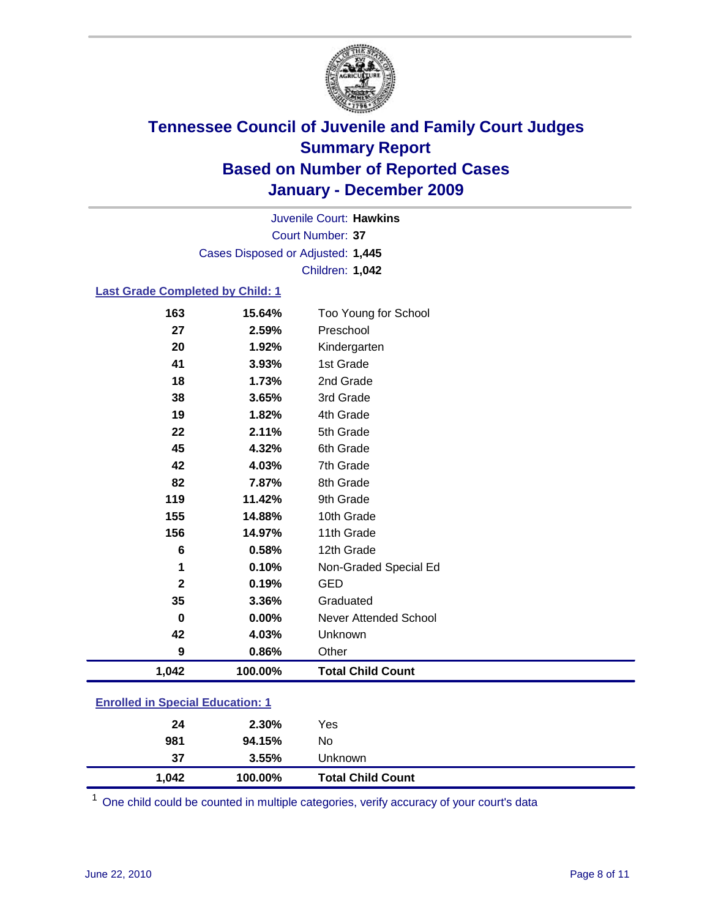# Tennessee Council of Juvenile and Family Court Judges
## Summary Report
## Based on Number of Reported Cases
## January - December 2009

Juvenile Court: **Hawkins**
Court Number: **37**
Cases Disposed or Adjusted: **1,445**
Children: **1,042**

### Last Grade Completed by Child: 1

| Count | Percent | Category |
|---|---|---|
| 163 | 15.64% | Too Young for School |
| 27 | 2.59% | Preschool |
| 20 | 1.92% | Kindergarten |
| 41 | 3.93% | 1st Grade |
| 18 | 1.73% | 2nd Grade |
| 38 | 3.65% | 3rd Grade |
| 19 | 1.82% | 4th Grade |
| 22 | 2.11% | 5th Grade |
| 45 | 4.32% | 6th Grade |
| 42 | 4.03% | 7th Grade |
| 82 | 7.87% | 8th Grade |
| 119 | 11.42% | 9th Grade |
| 155 | 14.88% | 10th Grade |
| 156 | 14.97% | 11th Grade |
| 6 | 0.58% | 12th Grade |
| 1 | 0.10% | Non-Graded Special Ed |
| 2 | 0.19% | GED |
| 35 | 3.36% | Graduated |
| 0 | 0.00% | Never Attended School |
| 42 | 4.03% | Unknown |
| 9 | 0.86% | Other |
| **1,042** | **100.00%** | **Total Child Count** |

### Enrolled in Special Education: 1

| Count | Percent | Category |
|---|---|---|
| 24 | 2.30% | Yes |
| 981 | 94.15% | No |
| 37 | 3.55% | Unknown |
| **1,042** | **100.00%** | **Total Child Count** |

[1] One child could be counted in multiple categories, verify accuracy of your court's data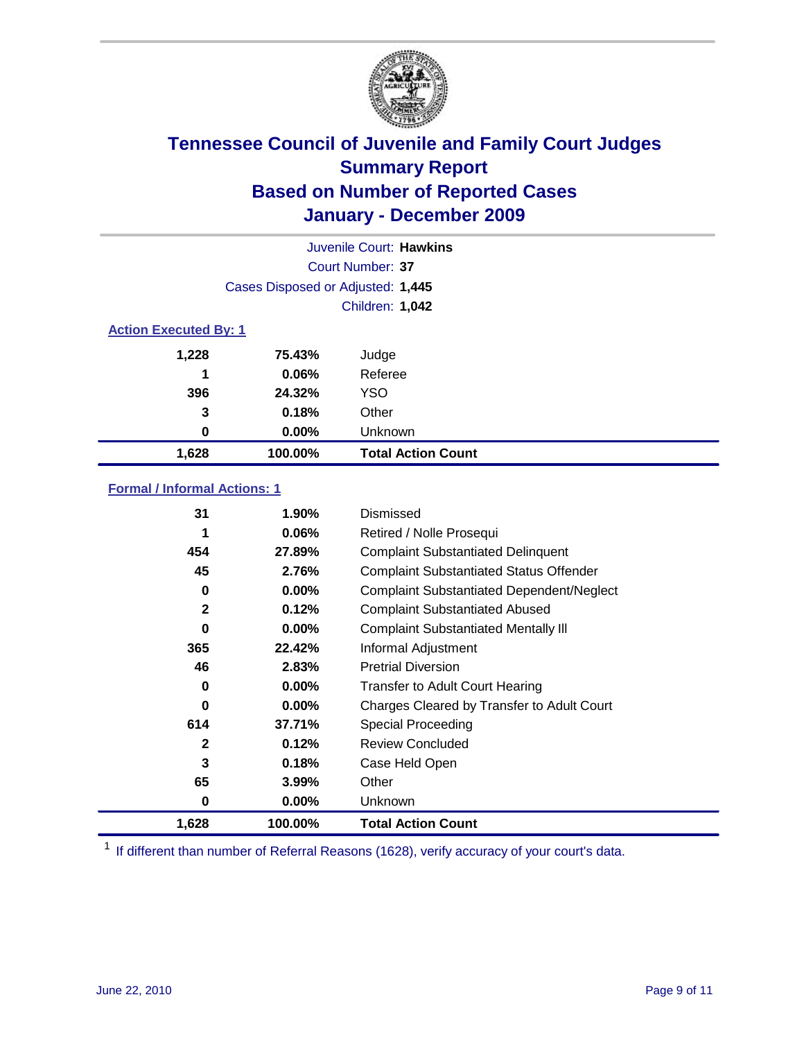# Tennessee Council of Juvenile and Family Court Judges
# Summary Report
# Based on Number of Reported Cases
# January - December 2009

Juvenile Court: **Hawkins**

Court Number: **37**

Cases Disposed or Adjusted: **1,445**

Children: **1,042**

### Action Executed By: 1

| | | |
|---|---|---|
| 1,228 | 75.43% | Judge |
| 1 | 0.06% | Referee |
| 396 | 24.32% | YSO |
| 3 | 0.18% | Other |
| 0 | 0.00% | Unknown |
| **1,628** | **100.00%** | **Total Action Count** |

### Formal / Informal Actions: 1

| | | |
|---|---|---|
| 31 | 1.90% | Dismissed |
| 1 | 0.06% | Retired / Nolle Prosequi |
| 454 | 27.89% | Complaint Substantiated Delinquent |
| 45 | 2.76% | Complaint Substantiated Status Offender |
| 0 | 0.00% | Complaint Substantiated Dependent/Neglect |
| 2 | 0.12% | Complaint Substantiated Abused |
| 0 | 0.00% | Complaint Substantiated Mentally Ill |
| 365 | 22.42% | Informal Adjustment |
| 46 | 2.83% | Pretrial Diversion |
| 0 | 0.00% | Transfer to Adult Court Hearing |
| 0 | 0.00% | Charges Cleared by Transfer to Adult Court |
| 614 | 37.71% | Special Proceeding |
| 2 | 0.12% | Review Concluded |
| 3 | 0.18% | Case Held Open |
| 65 | 3.99% | Other |
| 0 | 0.00% | Unknown |
| **1,628** | **100.00%** | **Total Action Count** |

[1] If different than number of Referral Reasons (1628), verify accuracy of your court's data.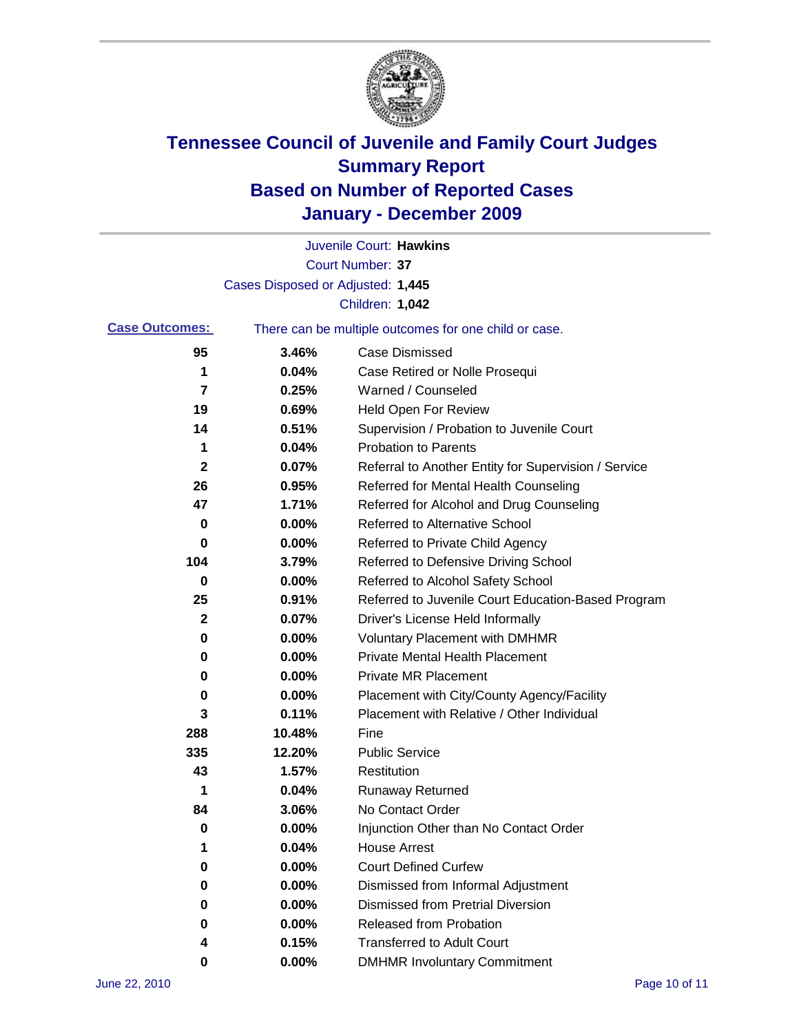# Tennessee Council of Juvenile and Family Court Judges
# Summary Report
# Based on Number of Reported Cases
# January - December 2009

Juvenile Court: **Hawkins**

Court Number: **37**

Cases Disposed or Adjusted: **1,445**

Children: **1,042**

**Case Outcomes:** There can be multiple outcomes for one child or case.

| Count | Percent | Outcome |
|---|---|---|
| 95 | 3.46% | Case Dismissed |
| 1 | 0.04% | Case Retired or Nolle Prosequi |
| 7 | 0.25% | Warned / Counseled |
| 19 | 0.69% | Held Open For Review |
| 14 | 0.51% | Supervision / Probation to Juvenile Court |
| 1 | 0.04% | Probation to Parents |
| 2 | 0.07% | Referral to Another Entity for Supervision / Service |
| 26 | 0.95% | Referred for Mental Health Counseling |
| 47 | 1.71% | Referred for Alcohol and Drug Counseling |
| 0 | 0.00% | Referred to Alternative School |
| 0 | 0.00% | Referred to Private Child Agency |
| 104 | 3.79% | Referred to Defensive Driving School |
| 0 | 0.00% | Referred to Alcohol Safety School |
| 25 | 0.91% | Referred to Juvenile Court Education-Based Program |
| 2 | 0.07% | Driver's License Held Informally |
| 0 | 0.00% | Voluntary Placement with DMHMR |
| 0 | 0.00% | Private Mental Health Placement |
| 0 | 0.00% | Private MR Placement |
| 0 | 0.00% | Placement with City/County Agency/Facility |
| 3 | 0.11% | Placement with Relative / Other Individual |
| 288 | 10.48% | Fine |
| 335 | 12.20% | Public Service |
| 43 | 1.57% | Restitution |
| 1 | 0.04% | Runaway Returned |
| 84 | 3.06% | No Contact Order |
| 0 | 0.00% | Injunction Other than No Contact Order |
| 1 | 0.04% | House Arrest |
| 0 | 0.00% | Court Defined Curfew |
| 0 | 0.00% | Dismissed from Informal Adjustment |
| 0 | 0.00% | Dismissed from Pretrial Diversion |
| 0 | 0.00% | Released from Probation |
| 4 | 0.15% | Transferred to Adult Court |
| 0 | 0.00% | DMHMR Involuntary Commitment |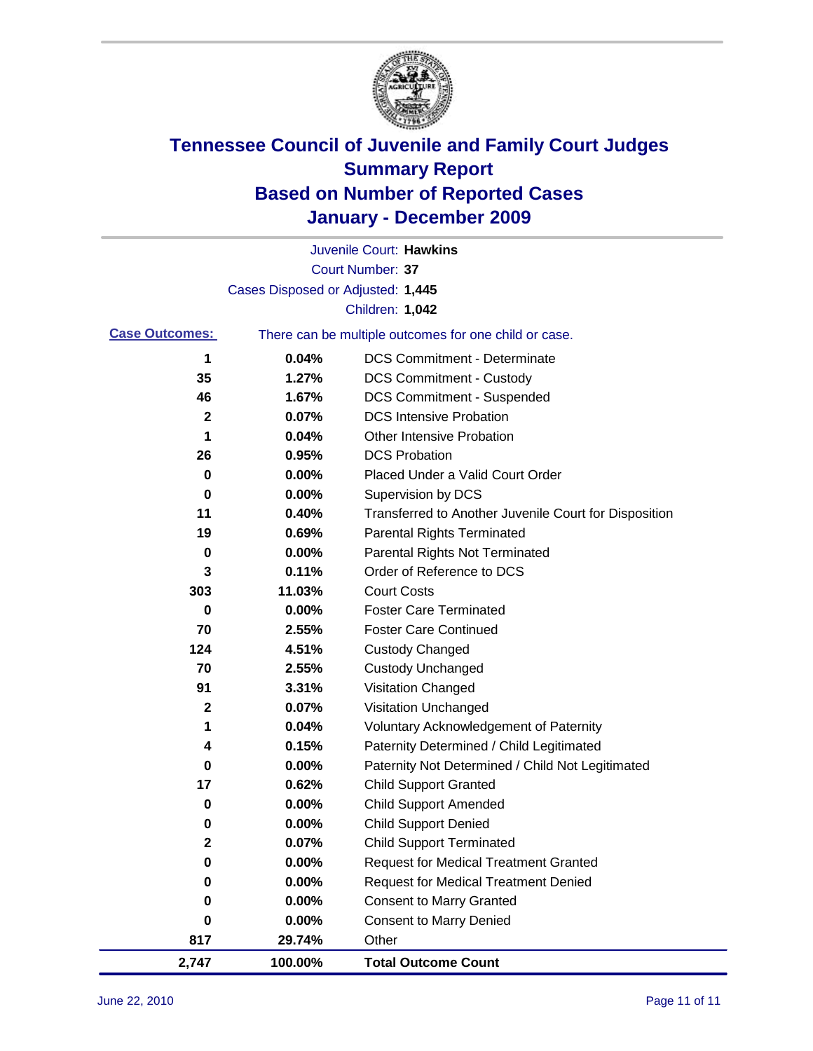# Tennessee Council of Juvenile and Family Court Judges
## Summary Report
## Based on Number of Reported Cases
## January - December 2009

Juvenile Court: **Hawkins**

Court Number: **37**

Cases Disposed or Adjusted: **1,445**

Children: **1,042**

**Case Outcomes:** There can be multiple outcomes for one child or case.

| | | |
|---|---|---|
| 1 | 0.04% | DCS Commitment - Determinate |
| 35 | 1.27% | DCS Commitment - Custody |
| 46 | 1.67% | DCS Commitment - Suspended |
| 2 | 0.07% | DCS Intensive Probation |
| 1 | 0.04% | Other Intensive Probation |
| 26 | 0.95% | DCS Probation |
| 0 | 0.00% | Placed Under a Valid Court Order |
| 0 | 0.00% | Supervision by DCS |
| 11 | 0.40% | Transferred to Another Juvenile Court for Disposition |
| 19 | 0.69% | Parental Rights Terminated |
| 0 | 0.00% | Parental Rights Not Terminated |
| 3 | 0.11% | Order of Reference to DCS |
| 303 | 11.03% | Court Costs |
| 0 | 0.00% | Foster Care Terminated |
| 70 | 2.55% | Foster Care Continued |
| 124 | 4.51% | Custody Changed |
| 70 | 2.55% | Custody Unchanged |
| 91 | 3.31% | Visitation Changed |
| 2 | 0.07% | Visitation Unchanged |
| 1 | 0.04% | Voluntary Acknowledgement of Paternity |
| 4 | 0.15% | Paternity Determined / Child Legitimated |
| 0 | 0.00% | Paternity Not Determined / Child Not Legitimated |
| 17 | 0.62% | Child Support Granted |
| 0 | 0.00% | Child Support Amended |
| 0 | 0.00% | Child Support Denied |
| 2 | 0.07% | Child Support Terminated |
| 0 | 0.00% | Request for Medical Treatment Granted |
| 0 | 0.00% | Request for Medical Treatment Denied |
| 0 | 0.00% | Consent to Marry Granted |
| 0 | 0.00% | Consent to Marry Denied |
| 817 | 29.74% | Other |
| **2,747** | **100.00%** | **Total Outcome Count** |